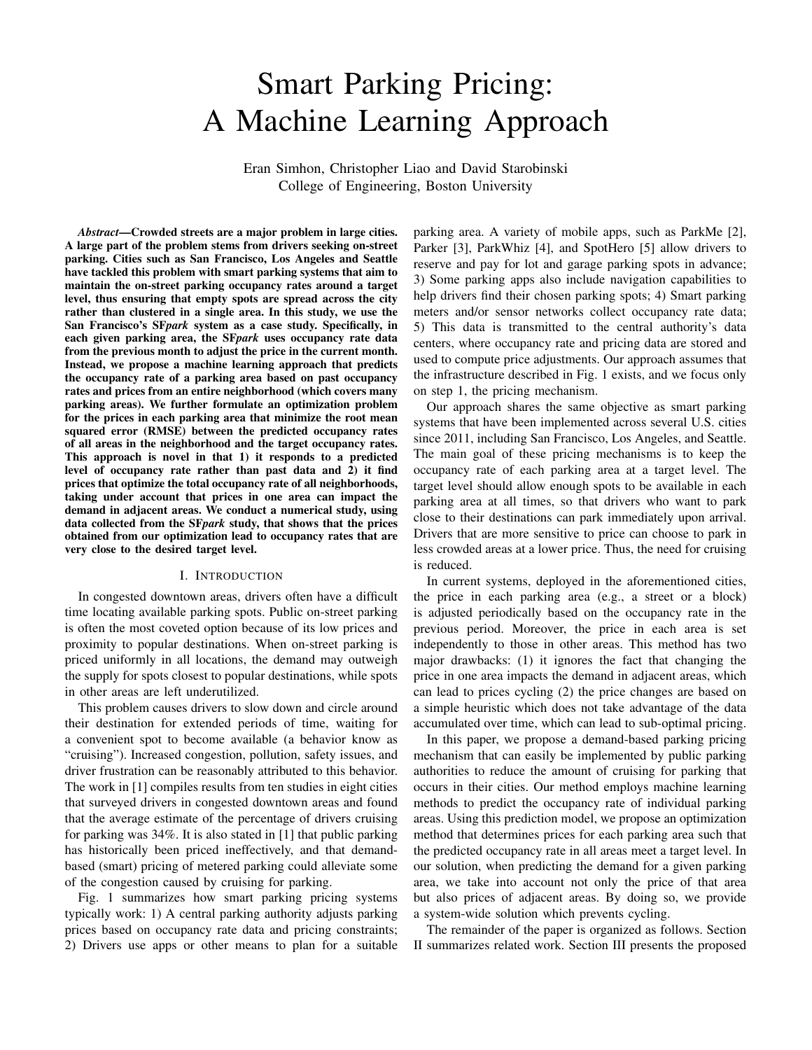# Smart Parking Pricing: A Machine Learning Approach

Eran Simhon, Christopher Liao and David Starobinski
College of Engineering, Boston University

***Abstract*—Crowded streets are a major problem in large cities. A large part of the problem stems from drivers seeking on-street parking. Cities such as San Francisco, Los Angeles and Seattle have tackled this problem with smart parking systems that aim to maintain the on-street parking occupancy rates around a target level, thus ensuring that empty spots are spread across the city rather than clustered in a single area. In this study, we use the San Francisco's SF*park* system as a case study. Specifically, in each given parking area, the SF*park* uses occupancy rate data from the previous month to adjust the price in the current month. Instead, we propose a machine learning approach that predicts the occupancy rate of a parking area based on past occupancy rates and prices from an entire neighborhood (which covers many parking areas). We further formulate an optimization problem for the prices in each parking area that minimize the root mean squared error (RMSE) between the predicted occupancy rates of all areas in the neighborhood and the target occupancy rates. This approach is novel in that 1) it responds to a predicted level of occupancy rate rather than past data and 2) it find prices that optimize the total occupancy rate of all neighborhoods, taking under account that prices in one area can impact the demand in adjacent areas. We conduct a numerical study, using data collected from the SF*park* study, that shows that the prices obtained from our optimization lead to occupancy rates that are very close to the desired target level.**

## I. Introduction

In congested downtown areas, drivers often have a difficult time locating available parking spots. Public on-street parking is often the most coveted option because of its low prices and proximity to popular destinations. When on-street parking is priced uniformly in all locations, the demand may outweigh the supply for spots closest to popular destinations, while spots in other areas are left underutilized.

This problem causes drivers to slow down and circle around their destination for extended periods of time, waiting for a convenient spot to become available (a behavior know as "cruising"). Increased congestion, pollution, safety issues, and driver frustration can be reasonably attributed to this behavior. The work in [1] compiles results from ten studies in eight cities that surveyed drivers in congested downtown areas and found that the average estimate of the percentage of drivers cruising for parking was 34%. It is also stated in [1] that public parking has historically been priced ineffectively, and that demand-based (smart) pricing of metered parking could alleviate some of the congestion caused by cruising for parking.

Fig. 1 summarizes how smart parking pricing systems typically work: 1) A central parking authority adjusts parking prices based on occupancy rate data and pricing constraints; 2) Drivers use apps or other means to plan for a suitable parking area. A variety of mobile apps, such as ParkMe [2], Parker [3], ParkWhiz [4], and SpotHero [5] allow drivers to reserve and pay for lot and garage parking spots in advance; 3) Some parking apps also include navigation capabilities to help drivers find their chosen parking spots; 4) Smart parking meters and/or sensor networks collect occupancy rate data; 5) This data is transmitted to the central authority's data centers, where occupancy rate and pricing data are stored and used to compute price adjustments. Our approach assumes that the infrastructure described in Fig. 1 exists, and we focus only on step 1, the pricing mechanism.

Our approach shares the same objective as smart parking systems that have been implemented across several U.S. cities since 2011, including San Francisco, Los Angeles, and Seattle. The main goal of these pricing mechanisms is to keep the occupancy rate of each parking area at a target level. The target level should allow enough spots to be available in each parking area at all times, so that drivers who want to park close to their destinations can park immediately upon arrival. Drivers that are more sensitive to price can choose to park in less crowded areas at a lower price. Thus, the need for cruising is reduced.

In current systems, deployed in the aforementioned cities, the price in each parking area (e.g., a street or a block) is adjusted periodically based on the occupancy rate in the previous period. Moreover, the price in each area is set independently to those in other areas. This method has two major drawbacks: (1) it ignores the fact that changing the price in one area impacts the demand in adjacent areas, which can lead to prices cycling (2) the price changes are based on a simple heuristic which does not take advantage of the data accumulated over time, which can lead to sub-optimal pricing.

In this paper, we propose a demand-based parking pricing mechanism that can easily be implemented by public parking authorities to reduce the amount of cruising for parking that occurs in their cities. Our method employs machine learning methods to predict the occupancy rate of individual parking areas. Using this prediction model, we propose an optimization method that determines prices for each parking area such that the predicted occupancy rate in all areas meet a target level. In our solution, when predicting the demand for a given parking area, we take into account not only the price of that area but also prices of adjacent areas. By doing so, we provide a system-wide solution which prevents cycling.

The remainder of the paper is organized as follows. Section II summarizes related work. Section III presents the proposed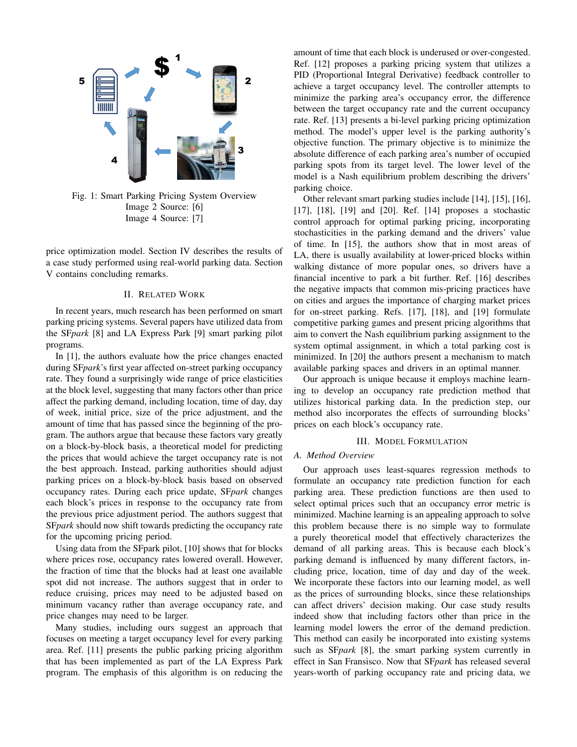Fig. 1: Smart Parking Pricing System Overview
Image 2 Source: [6]
Image 4 Source: [7]

price optimization model. Section IV describes the results of a case study performed using real-world parking data. Section V contains concluding remarks.

## II. Related Work

In recent years, much research has been performed on smart parking pricing systems. Several papers have utilized data from the SF*park* [8] and LA Express Park [9] smart parking pilot programs.

In [1], the authors evaluate how the price changes enacted during SF*park*'s first year affected on-street parking occupancy rate. They found a surprisingly wide range of price elasticities at the block level, suggesting that many factors other than price affect the parking demand, including location, time of day, day of week, initial price, size of the price adjustment, and the amount of time that has passed since the beginning of the program. The authors argue that because these factors vary greatly on a block-by-block basis, a theoretical model for predicting the prices that would achieve the target occupancy rate is not the best approach. Instead, parking authorities should adjust parking prices on a block-by-block basis based on observed occupancy rates. During each price update, SF*park* changes each block's prices in response to the occupancy rate from the previous price adjustment period. The authors suggest that SF*park* should now shift towards predicting the occupancy rate for the upcoming pricing period.

Using data from the SFpark pilot, [10] shows that for blocks where prices rose, occupancy rates lowered overall. However, the fraction of time that the blocks had at least one available spot did not increase. The authors suggest that in order to reduce cruising, prices may need to be adjusted based on minimum vacancy rather than average occupancy rate, and price changes may need to be larger.

Many studies, including ours suggest an approach that focuses on meeting a target occupancy level for every parking area. Ref. [11] presents the public parking pricing algorithm that has been implemented as part of the LA Express Park program. The emphasis of this algorithm is on reducing the amount of time that each block is underused or over-congested. Ref. [12] proposes a parking pricing system that utilizes a PID (Proportional Integral Derivative) feedback controller to achieve a target occupancy level. The controller attempts to minimize the parking area's occupancy error, the difference between the target occupancy rate and the current occupancy rate. Ref. [13] presents a bi-level parking pricing optimization method. The model's upper level is the parking authority's objective function. The primary objective is to minimize the absolute difference of each parking area's number of occupied parking spots from its target level. The lower level of the model is a Nash equilibrium problem describing the drivers' parking choice.

Other relevant smart parking studies include [14], [15], [16], [17], [18], [19] and [20]. Ref. [14] proposes a stochastic control approach for optimal parking pricing, incorporating stochasticities in the parking demand and the drivers' value of time. In [15], the authors show that in most areas of LA, there is usually availability at lower-priced blocks within walking distance of more popular ones, so drivers have a financial incentive to park a bit further. Ref. [16] describes the negative impacts that common mis-pricing practices have on cities and argues the importance of charging market prices for on-street parking. Refs. [17], [18], and [19] formulate competitive parking games and present pricing algorithms that aim to convert the Nash equilibrium parking assignment to the system optimal assignment, in which a total parking cost is minimized. In [20] the authors present a mechanism to match available parking spaces and drivers in an optimal manner.

Our approach is unique because it employs machine learning to develop an occupancy rate prediction method that utilizes historical parking data. In the prediction step, our method also incorporates the effects of surrounding blocks' prices on each block's occupancy rate.

## III. Model Formulation

### A. Method Overview

Our approach uses least-squares regression methods to formulate an occupancy rate prediction function for each parking area. These prediction functions are then used to select optimal prices such that an occupancy error metric is minimized. Machine learning is an appealing approach to solve this problem because there is no simple way to formulate a purely theoretical model that effectively characterizes the demand of all parking areas. This is because each block's parking demand is influenced by many different factors, including price, location, time of day and day of the week. We incorporate these factors into our learning model, as well as the prices of surrounding blocks, since these relationships can affect drivers' decision making. Our case study results indeed show that including factors other than price in the learning model lowers the error of the demand prediction. This method can easily be incorporated into existing systems such as SF*park* [8], the smart parking system currently in effect in San Fransisco. Now that SF*park* has released several years-worth of parking occupancy rate and pricing data, we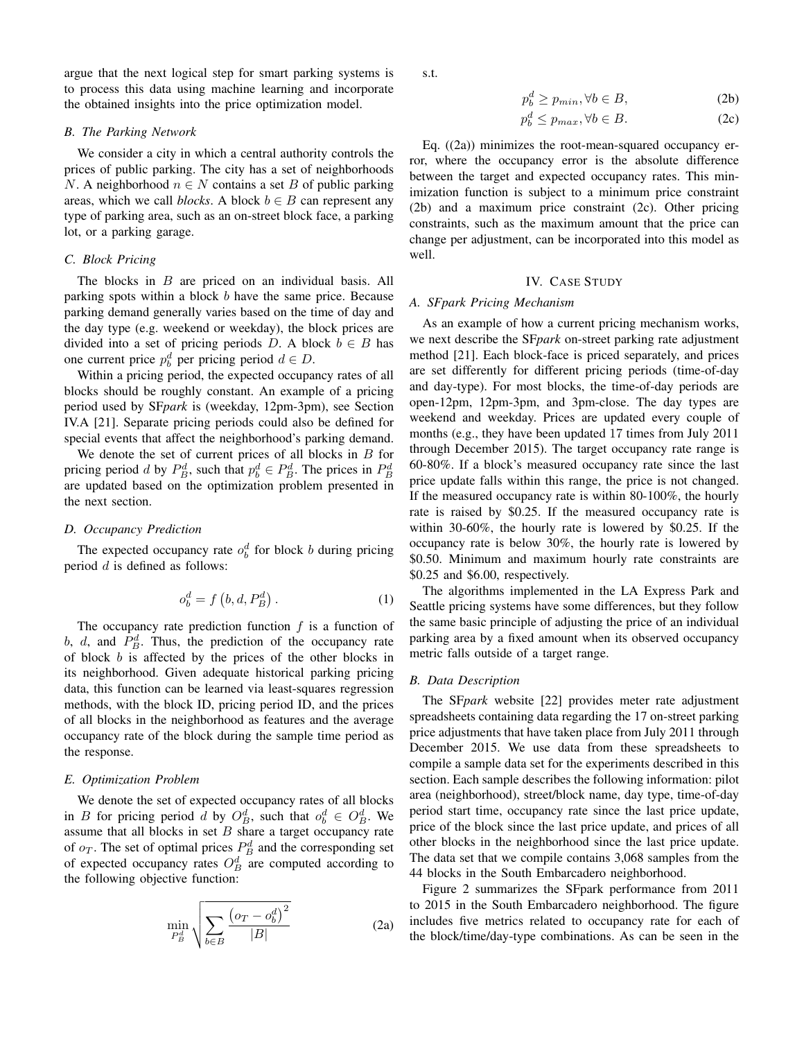argue that the next logical step for smart parking systems is to process this data using machine learning and incorporate the obtained insights into the price optimization model.

### B. The Parking Network

We consider a city in which a central authority controls the prices of public parking. The city has a set of neighborhoods $N$. A neighborhood $n \in N$ contains a set $B$ of public parking areas, which we call *blocks*. A block $b \in B$ can represent any type of parking area, such as an on-street block face, a parking lot, or a parking garage.

### C. Block Pricing

The blocks in $B$ are priced on an individual basis. All parking spots within a block $b$ have the same price. Because parking demand generally varies based on the time of day and the day type (e.g. weekend or weekday), the block prices are divided into a set of pricing periods $D$. A block $b \in B$ has one current price $p_b^d$ per pricing period $d \in D$.

Within a pricing period, the expected occupancy rates of all blocks should be roughly constant. An example of a pricing period used by SF*park* is (weekday, 12pm-3pm), see Section IV.A [21]. Separate pricing periods could also be defined for special events that affect the neighborhood's parking demand.

We denote the set of current prices of all blocks in $B$ for pricing period $d$ by $P_B^d$, such that $p_b^d \in P_B^d$. The prices in $P_B^d$ are updated based on the optimization problem presented in the next section.

### D. Occupancy Prediction

The expected occupancy rate $o_b^d$ for block $b$ during pricing period $d$ is defined as follows:

$$o_b^d = f\left(b, d, P_B^d\right). \tag{1}$$

The occupancy rate prediction function $f$ is a function of $b$, $d$, and $P_B^d$. Thus, the prediction of the occupancy rate of block $b$ is affected by the prices of the other blocks in its neighborhood. Given adequate historical parking pricing data, this function can be learned via least-squares regression methods, with the block ID, pricing period ID, and the prices of all blocks in the neighborhood as features and the average occupancy rate of the block during the sample time period as the response.

### E. Optimization Problem

We denote the set of expected occupancy rates of all blocks in $B$ for pricing period $d$ by $O_B^d$, such that $o_b^d \in O_B^d$. We assume that all blocks in set $B$ share a target occupancy rate of $o_T$. The set of optimal prices $P_B^d$ and the corresponding set of expected occupancy rates $O_B^d$ are computed according to the following objective function:

$$\min_{P_B^d} \sqrt{\sum_{b \in B} \frac{\left(o_T - o_b^d\right)^2}{|B|}} \tag{2a}$$

s.t.

$$p_b^d \geq p_{min}, \forall b \in B, \tag{2b}$$

$$p_b^d \leq p_{max}, \forall b \in B. \tag{2c}$$

Eq. ((2a)) minimizes the root-mean-squared occupancy error, where the occupancy error is the absolute difference between the target and expected occupancy rates. This minimization function is subject to a minimum price constraint (2b) and a maximum price constraint (2c). Other pricing constraints, such as the maximum amount that the price can change per adjustment, can be incorporated into this model as well.

## IV. Case Study

### A. SFpark Pricing Mechanism

As an example of how a current pricing mechanism works, we next describe the SF*park* on-street parking rate adjustment method [21]. Each block-face is priced separately, and prices are set differently for different pricing periods (time-of-day and day-type). For most blocks, the time-of-day periods are open-12pm, 12pm-3pm, and 3pm-close. The day types are weekend and weekday. Prices are updated every couple of months (e.g., they have been updated 17 times from July 2011 through December 2015). The target occupancy rate range is 60-80%. If a block's measured occupancy rate since the last price update falls within this range, the price is not changed. If the measured occupancy rate is within 80-100%, the hourly rate is raised by \$0.25. If the measured occupancy rate is within 30-60%, the hourly rate is lowered by \$0.25. If the occupancy rate is below 30%, the hourly rate is lowered by \$0.50. Minimum and maximum hourly rate constraints are \$0.25 and \$6.00, respectively.

The algorithms implemented in the LA Express Park and Seattle pricing systems have some differences, but they follow the same basic principle of adjusting the price of an individual parking area by a fixed amount when its observed occupancy metric falls outside of a target range.

### B. Data Description

The SF*park* website [22] provides meter rate adjustment spreadsheets containing data regarding the 17 on-street parking price adjustments that have taken place from July 2011 through December 2015. We use data from these spreadsheets to compile a sample data set for the experiments described in this section. Each sample describes the following information: pilot area (neighborhood), street/block name, day type, time-of-day period start time, occupancy rate since the last price update, price of the block since the last price update, and prices of all other blocks in the neighborhood since the last price update. The data set that we compile contains 3,068 samples from the 44 blocks in the South Embarcadero neighborhood.

Figure 2 summarizes the SFpark performance from 2011 to 2015 in the South Embarcadero neighborhood. The figure includes five metrics related to occupancy rate for each of the block/time/day-type combinations. As can be seen in the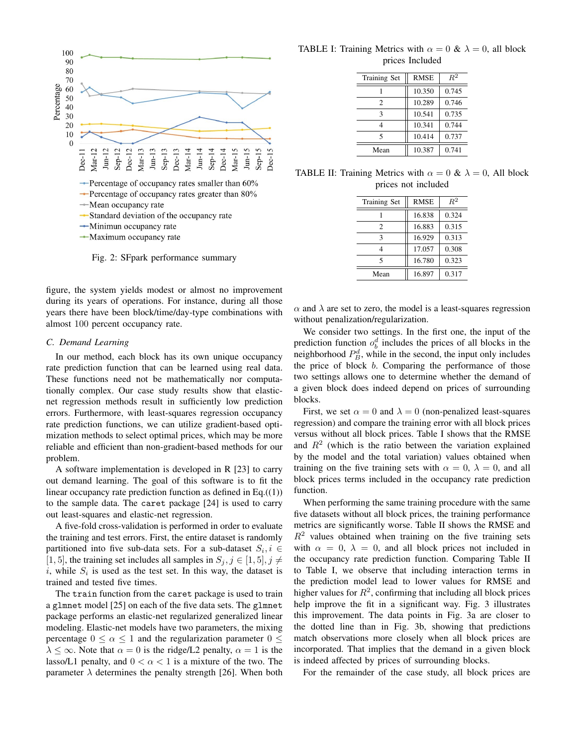Fig. 2: SFpark performance summary

figure, the system yields modest or almost no improvement during its years of operations. For instance, during all those years there have been block/time/day-type combinations with almost 100 percent occupancy rate.

### C. Demand Learning

In our method, each block has its own unique occupancy rate prediction function that can be learned using real data. These functions need not be mathematically nor computationally complex. Our case study results show that elastic-net regression methods result in sufficiently low prediction errors. Furthermore, with least-squares regression occupancy rate prediction functions, we can utilize gradient-based optimization methods to select optimal prices, which may be more reliable and efficient than non-gradient-based methods for our problem.

A software implementation is developed in R [23] to carry out demand learning. The goal of this software is to fit the linear occupancy rate prediction function as defined in Eq.((1)) to the sample data. The caret package [24] is used to carry out least-squares and elastic-net regression.

A five-fold cross-validation is performed in order to evaluate the training and test errors. First, the entire dataset is randomly partitioned into five sub-data sets. For a sub-dataset $S_i, i \in [1, 5]$, the training set includes all samples in $S_j, j \in [1, 5], j \neq i$, while $S_i$ is used as the test set. In this way, the dataset is trained and tested five times.

The train function from the caret package is used to train a glmnet model [25] on each of the five data sets. The glmnet package performs an elastic-net regularized generalized linear modeling. Elastic-net models have two parameters, the mixing percentage $0 \leq \alpha \leq 1$ and the regularization parameter $0 \leq \lambda \leq \infty$. Note that $\alpha = 0$ is the ridge/L2 penalty, $\alpha = 1$ is the lasso/L1 penalty, and $0 < \alpha < 1$ is a mixture of the two. The parameter $\lambda$ determines the penalty strength [26]. When both $\alpha$ and $\lambda$ are set to zero, the model is a least-squares regression without penalization/regularization.

TABLE I: Training Metrics with $\alpha = 0$ & $\lambda = 0$, all block prices Included

| Training Set | RMSE | $R^2$ |
|---|---|---|
| 1 | 10.350 | 0.745 |
| 2 | 10.289 | 0.746 |
| 3 | 10.541 | 0.735 |
| 4 | 10.341 | 0.744 |
| 5 | 10.414 | 0.737 |
| Mean | 10.387 | 0.741 |

TABLE II: Training Metrics with $\alpha = 0$ & $\lambda = 0$, All block prices not included

| Training Set | RMSE | $R^2$ |
|---|---|---|
| 1 | 16.838 | 0.324 |
| 2 | 16.883 | 0.315 |
| 3 | 16.929 | 0.313 |
| 4 | 17.057 | 0.308 |
| 5 | 16.780 | 0.323 |
| Mean | 16.897 | 0.317 |

We consider two settings. In the first one, the input of the prediction function $o_b^d$ includes the prices of all blocks in the neighborhood $P_B^d$, while in the second, the input only includes the price of block $b$. Comparing the performance of those two settings allows one to determine whether the demand of a given block does indeed depend on prices of surrounding blocks.

First, we set $\alpha = 0$ and $\lambda = 0$ (non-penalized least-squares regression) and compare the training error with all block prices versus without all block prices. Table I shows that the RMSE and $R^2$ (which is the ratio between the variation explained by the model and the total variation) values obtained when training on the five training sets with $\alpha = 0$, $\lambda = 0$, and all block prices terms included in the occupancy rate prediction function.

When performing the same training procedure with the same five datasets without all block prices, the training performance metrics are significantly worse. Table II shows the RMSE and $R^2$ values obtained when training on the five training sets with $\alpha = 0$, $\lambda = 0$, and all block prices not included in the occupancy rate prediction function. Comparing Table II to Table I, we observe that including interaction terms in the prediction model lead to lower values for RMSE and higher values for $R^2$, confirming that including all block prices help improve the fit in a significant way. Fig. 3 illustrates this improvement. The data points in Fig. 3a are closer to the dotted line than in Fig. 3b, showing that predictions match observations more closely when all block prices are incorporated. That implies that the demand in a given block is indeed affected by prices of surrounding blocks.

For the remainder of the case study, all block prices are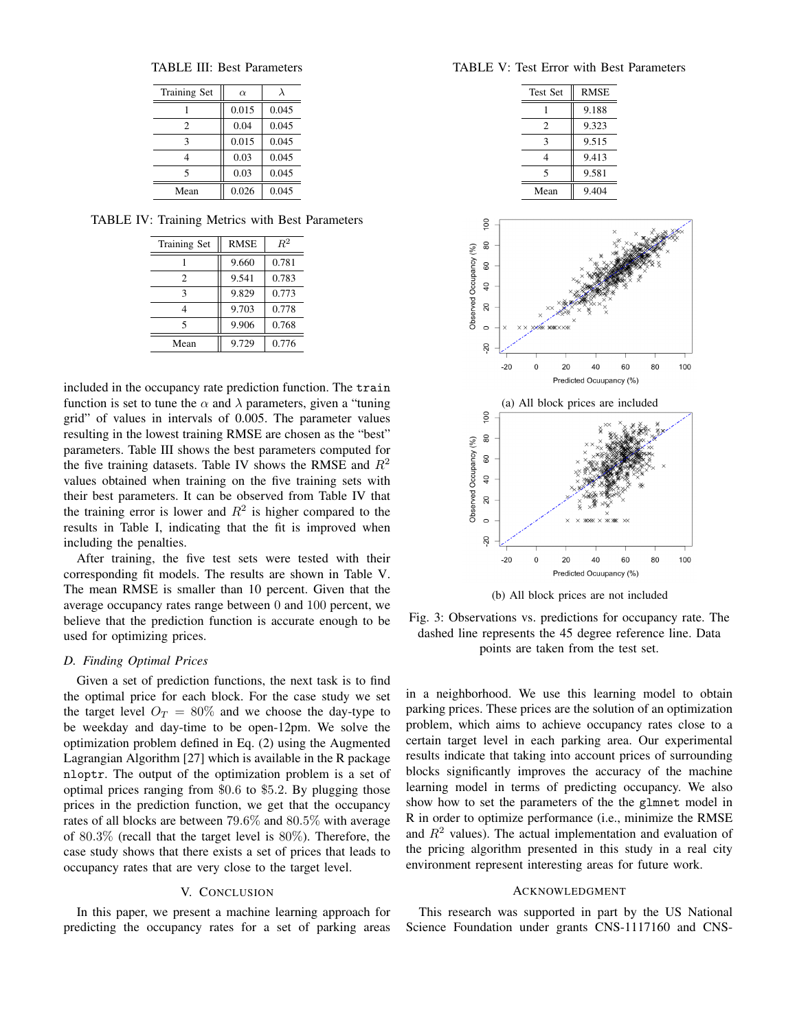TABLE III: Best Parameters

| Training Set | $\alpha$ | $\lambda$ |
|---|---|---|
| 1 | 0.015 | 0.045 |
| 2 | 0.04 | 0.045 |
| 3 | 0.015 | 0.045 |
| 4 | 0.03 | 0.045 |
| 5 | 0.03 | 0.045 |
| Mean | 0.026 | 0.045 |

TABLE IV: Training Metrics with Best Parameters

| Training Set | RMSE | $R^2$ |
|---|---|---|
| 1 | 9.660 | 0.781 |
| 2 | 9.541 | 0.783 |
| 3 | 9.829 | 0.773 |
| 4 | 9.703 | 0.778 |
| 5 | 9.906 | 0.768 |
| Mean | 9.729 | 0.776 |

included in the occupancy rate prediction function. The `train` function is set to tune the $\alpha$ and $\lambda$ parameters, given a "tuning grid" of values in intervals of 0.005. The parameter values resulting in the lowest training RMSE are chosen as the "best" parameters. Table III shows the best parameters computed for the five training datasets. Table IV shows the RMSE and $R^2$ values obtained when training on the five training sets with their best parameters. It can be observed from Table IV that the training error is lower and $R^2$ is higher compared to the results in Table I, indicating that the fit is improved when including the penalties.

After training, the five test sets were tested with their corresponding fit models. The results are shown in Table V. The mean RMSE is smaller than 10 percent. Given that the average occupancy rates range between 0 and 100 percent, we believe that the prediction function is accurate enough to be used for optimizing prices.

### D. Finding Optimal Prices

Given a set of prediction functions, the next task is to find the optimal price for each block. For the case study we set the target level $O_T = 80\%$ and we choose the day-type to be weekday and day-time to be open-12pm. We solve the optimization problem defined in Eq. (2) using the Augmented Lagrangian Algorithm [27] which is available in the R package `nloptr`. The output of the optimization problem is a set of optimal prices ranging from \$0.6 to \$5.2. By plugging those prices in the prediction function, we get that the occupancy rates of all blocks are between $79.6\%$ and $80.5\%$ with average of $80.3\%$ (recall that the target level is $80\%$). Therefore, the case study shows that there exists a set of prices that leads to occupancy rates that are very close to the target level.

TABLE V: Test Error with Best Parameters

| Test Set | RMSE |
|---|---|
| 1 | 9.188 |
| 2 | 9.323 |
| 3 | 9.515 |
| 4 | 9.413 |
| 5 | 9.581 |
| Mean | 9.404 |

(a) All block prices are included

(b) All block prices are not included

Fig. 3: Observations vs. predictions for occupancy rate. The dashed line represents the 45 degree reference line. Data points are taken from the test set.

## V. Conclusion

In this paper, we present a machine learning approach for predicting the occupancy rates for a set of parking areas in a neighborhood. We use this learning model to obtain parking prices. These prices are the solution of an optimization problem, which aims to achieve occupancy rates close to a certain target level in each parking area. Our experimental results indicate that taking into account prices of surrounding blocks significantly improves the accuracy of the machine learning model in terms of predicting occupancy. We also show how to set the parameters of the the `glmnet` model in R in order to optimize performance (i.e., minimize the RMSE and $R^2$ values). The actual implementation and evaluation of the pricing algorithm presented in this study in a real city environment represent interesting areas for future work.

## Acknowledgment

This research was supported in part by the US National Science Foundation under grants CNS-1117160 and CNS-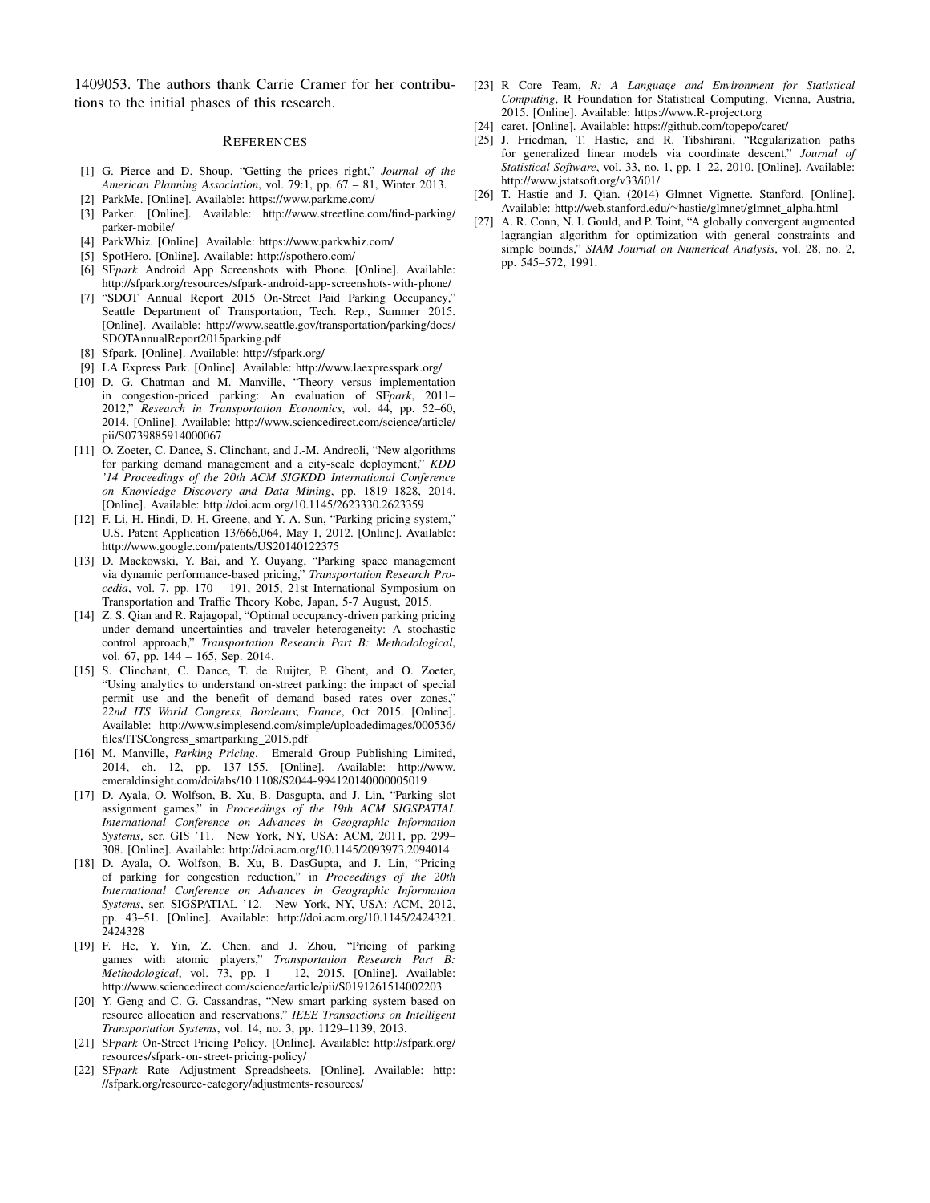1409053. The authors thank Carrie Cramer for her contributions to the initial phases of this research.

## References

[1] G. Pierce and D. Shoup, "Getting the prices right," *Journal of the American Planning Association*, vol. 79:1, pp. 67 – 81, Winter 2013.

[2] ParkMe. [Online]. Available: https://www.parkme.com/

[3] Parker. [Online]. Available: http://www.streetline.com/find-parking/parker-mobile/

[4] ParkWhiz. [Online]. Available: https://www.parkwhiz.com/

[5] SpotHero. [Online]. Available: http://spothero.com/

[6] SF*park* Android App Screenshots with Phone. [Online]. Available: http://sfpark.org/resources/sfpark-android-app-screenshots-with-phone/

[7] "SDOT Annual Report 2015 On-Street Paid Parking Occupancy," Seattle Department of Transportation, Tech. Rep., Summer 2015. [Online]. Available: http://www.seattle.gov/transportation/parking/docs/SDOTAnnualReport2015parking.pdf

[8] Sfpark. [Online]. Available: http://sfpark.org/

[9] LA Express Park. [Online]. Available: http://www.laexpresspark.org/

[10] D. G. Chatman and M. Manville, "Theory versus implementation in congestion-priced parking: An evaluation of SF*park*, 2011–2012," *Research in Transportation Economics*, vol. 44, pp. 52–60, 2014. [Online]. Available: http://www.sciencedirect.com/science/article/pii/S0739885914000067

[11] O. Zoeter, C. Dance, S. Clinchant, and J.-M. Andreoli, "New algorithms for parking demand management and a city-scale deployment," *KDD '14 Proceedings of the 20th ACM SIGKDD International Conference on Knowledge Discovery and Data Mining*, pp. 1819–1828, 2014. [Online]. Available: http://doi.acm.org/10.1145/2623330.2623359

[12] F. Li, H. Hindi, D. H. Greene, and Y. A. Sun, "Parking pricing system," U.S. Patent Application 13/666,064, May 1, 2012. [Online]. Available: http://www.google.com/patents/US20140122375

[13] D. Mackowski, Y. Bai, and Y. Ouyang, "Parking space management via dynamic performance-based pricing," *Transportation Research Procedia*, vol. 7, pp. 170 – 191, 2015, 21st International Symposium on Transportation and Traffic Theory Kobe, Japan, 5-7 August, 2015.

[14] Z. S. Qian and R. Rajagopal, "Optimal occupancy-driven parking pricing under demand uncertainties and traveler heterogeneity: A stochastic control approach," *Transportation Research Part B: Methodological*, vol. 67, pp. 144 – 165, Sep. 2014.

[15] S. Clinchant, C. Dance, T. de Ruijter, P. Ghent, and O. Zoeter, "Using analytics to understand on-street parking: the impact of special permit use and the benefit of demand based rates over zones," *22nd ITS World Congress, Bordeaux, France*, Oct 2015. [Online]. Available: http://www.simplesend.com/simple/uploadedimages/000536/files/ITSCongress_smartparking_2015.pdf

[16] M. Manville, *Parking Pricing*. Emerald Group Publishing Limited, 2014, ch. 12, pp. 137–155. [Online]. Available: http://www.emeraldinsight.com/doi/abs/10.1108/S2044-994120140000005019

[17] D. Ayala, O. Wolfson, B. Xu, B. Dasgupta, and J. Lin, "Parking slot assignment games," in *Proceedings of the 19th ACM SIGSPATIAL International Conference on Advances in Geographic Information Systems*, ser. GIS '11. New York, NY, USA: ACM, 2011, pp. 299–308. [Online]. Available: http://doi.acm.org/10.1145/2093973.2094014

[18] D. Ayala, O. Wolfson, B. Xu, B. DasGupta, and J. Lin, "Pricing of parking for congestion reduction," in *Proceedings of the 20th International Conference on Advances in Geographic Information Systems*, ser. SIGSPATIAL '12. New York, NY, USA: ACM, 2012, pp. 43–51. [Online]. Available: http://doi.acm.org/10.1145/2424321.2424328

[19] F. He, Y. Yin, Z. Chen, and J. Zhou, "Pricing of parking games with atomic players," *Transportation Research Part B: Methodological*, vol. 73, pp. 1 – 12, 2015. [Online]. Available: http://www.sciencedirect.com/science/article/pii/S0191261514002203

[20] Y. Geng and C. G. Cassandras, "New smart parking system based on resource allocation and reservations," *IEEE Transactions on Intelligent Transportation Systems*, vol. 14, no. 3, pp. 1129–1139, 2013.

[21] SF*park* On-Street Pricing Policy. [Online]. Available: http://sfpark.org/resources/sfpark-on-street-pricing-policy/

[22] SF*park* Rate Adjustment Spreadsheets. [Online]. Available: http://sfpark.org/resource-category/adjustments-resources/

[23] R Core Team, *R: A Language and Environment for Statistical Computing*, R Foundation for Statistical Computing, Vienna, Austria, 2015. [Online]. Available: https://www.R-project.org

[24] caret. [Online]. Available: https://github.com/topepo/caret/

[25] J. Friedman, T. Hastie, and R. Tibshirani, "Regularization paths for generalized linear models via coordinate descent," *Journal of Statistical Software*, vol. 33, no. 1, pp. 1–22, 2010. [Online]. Available: http://www.jstatsoft.org/v33/i01/

[26] T. Hastie and J. Qian. (2014) Glmnet Vignette. Stanford. [Online]. Available: http://web.stanford.edu/~hastie/glmnet/glmnet_alpha.html

[27] A. R. Conn, N. I. Gould, and P. Toint, "A globally convergent augmented lagrangian algorithm for optimization with general constraints and simple bounds," *SIAM Journal on Numerical Analysis*, vol. 28, no. 2, pp. 545–572, 1991.